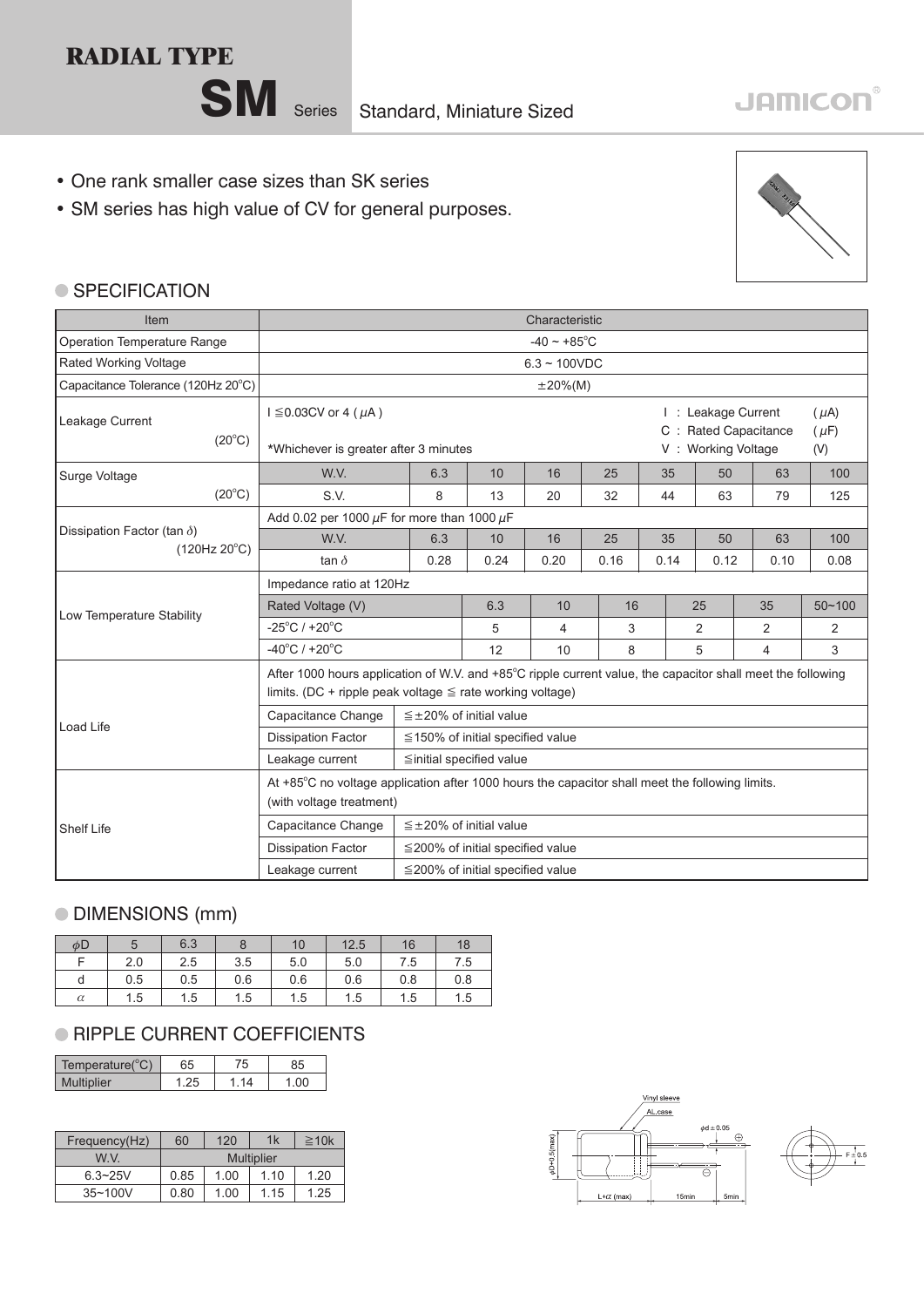# RADIAL TYPE

## SM Series Standard, Miniature Sized

JAMICON

- One rank smaller case sizes than SK series
- SM series has high value of CV for general purposes.

### SPECIFICATION

| Item | Characteristic | | | | | | | | |
|---|---|---|---|---|---|---|---|---|---|
| Operation Temperature Range | -40 ~ +85°C | | | | | | | | |
| Rated Working Voltage | 6.3 ~ 100VDC | | | | | | | | |
| Capacitance Tolerance (120Hz 20°C) | ±20%(M) | | | | | | | | |
| Leakage Current (20°C) | I ≦0.03CV or 4 ($\mu$A) *Whichever is greater after 3 minutes. I : Leakage Current ($\mu$A), C : Rated Capacitance ($\mu$F), V : Working Voltage (V) | | | | | | | | |
| Surge Voltage (20°C) | W.V. | 6.3 | 10 | 16 | 25 | 35 | 50 | 63 | 100 |
| | S.V. | 8 | 13 | 20 | 32 | 44 | 63 | 79 | 125 |
| Dissipation Factor (tan $\delta$) (120Hz 20°C) | Add 0.02 per 1000 $\mu$F for more than 1000 $\mu$F | | | | | | | | |
| | W.V. | 6.3 | 10 | 16 | 25 | 35 | 50 | 63 | 100 |
| | tan $\delta$ | 0.28 | 0.24 | 0.20 | 0.16 | 0.14 | 0.12 | 0.10 | 0.08 |

| Item | Characteristic | | | | | | |
|---|---|---|---|---|---|---|---|
| Low Temperature Stability | Impedance ratio at 120Hz | | | | | | |
| | Rated Voltage (V) | 6.3 | 10 | 16 | 25 | 35 | 50~100 |
| | -25°C / +20°C | 5 | 4 | 3 | 2 | 2 | 2 |
| | -40°C / +20°C | 12 | 10 | 8 | 5 | 4 | 3 |

| Item | Characteristic | |
|---|---|---|
| Load Life | After 1000 hours application of W.V. and +85°C ripple current value, the capacitor shall meet the following limits. (DC + ripple peak voltage ≦ rate working voltage) | |
| | Capacitance Change | ≦±20% of initial value |
| | Dissipation Factor | ≦150% of initial specified value |
| | Leakage current | ≦initial specified value |
| Shelf Life | At +85°C no voltage application after 1000 hours the capacitor shall meet the following limits. (with voltage treatment) | |
| | Capacitance Change | ≦±20% of initial value |
| | Dissipation Factor | ≦200% of initial specified value |
| | Leakage current | ≦200% of initial specified value |

### DIMENSIONS (mm)

| $\phi$D | 5 | 6.3 | 8 | 10 | 12.5 | 16 | 18 |
|---|---|---|---|---|---|---|---|
| F | 2.0 | 2.5 | 3.5 | 5.0 | 5.0 | 7.5 | 7.5 |
| d | 0.5 | 0.5 | 0.6 | 0.6 | 0.6 | 0.8 | 0.8 |
| $\alpha$ | 1.5 | 1.5 | 1.5 | 1.5 | 1.5 | 1.5 | 1.5 |

### RIPPLE CURRENT COEFFICIENTS

| Temperature(°C) | 65 | 75 | 85 |
|---|---|---|---|
| Multiplier | 1.25 | 1.14 | 1.00 |

| Frequency(Hz) | 60 | 120 | 1k | ≧10k |
|---|---|---|---|---|
| W.V. | Multiplier | | | |
| 6.3~25V | 0.85 | 1.00 | 1.10 | 1.20 |
| 35~100V | 0.80 | 1.00 | 1.15 | 1.25 |

Vinyl sleeve
AL.case
$\phi$d ± 0.05
$\phi$D+0.5(max)
L+$\alpha$ (max)
15min
5min
F ± 0.5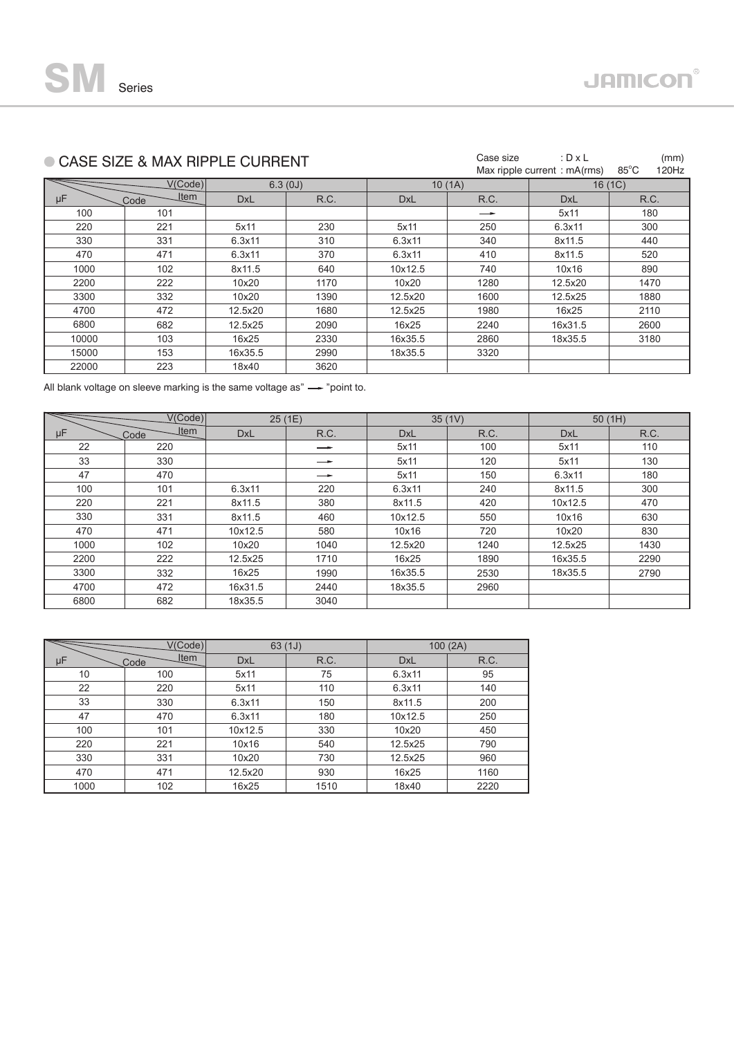# SM Series

## CASE SIZE & MAX RIPPLE CURRENT

Case size : D x L (mm)
Max ripple current : mA(rms) 85°C 120Hz

| V(Code) / Item | | 6.3 (0J) | | 10 (1A) | | 16 (1C) | |
|---|---|---|---|---|---|---|---|
| μF | Code | DxL | R.C. | DxL | R.C. | DxL | R.C. |
| 100 | 101 | | | | → | 5x11 | 180 |
| 220 | 221 | 5x11 | 230 | 5x11 | 250 | 6.3x11 | 300 |
| 330 | 331 | 6.3x11 | 310 | 6.3x11 | 340 | 8x11.5 | 440 |
| 470 | 471 | 6.3x11 | 370 | 6.3x11 | 410 | 8x11.5 | 520 |
| 1000 | 102 | 8x11.5 | 640 | 10x12.5 | 740 | 10x16 | 890 |
| 2200 | 222 | 10x20 | 1170 | 10x20 | 1280 | 12.5x20 | 1470 |
| 3300 | 332 | 10x20 | 1390 | 12.5x20 | 1600 | 12.5x25 | 1880 |
| 4700 | 472 | 12.5x20 | 1680 | 12.5x25 | 1980 | 16x25 | 2110 |
| 6800 | 682 | 12.5x25 | 2090 | 16x25 | 2240 | 16x31.5 | 2600 |
| 10000 | 103 | 16x25 | 2330 | 16x35.5 | 2860 | 18x35.5 | 3180 |
| 15000 | 153 | 16x35.5 | 2990 | 18x35.5 | 3320 | | |
| 22000 | 223 | 18x40 | 3620 | | | | |

All blank voltage on sleeve marking is the same voltage as" → "point to.

| V(Code) / Item | | 25 (1E) | | 35 (1V) | | 50 (1H) | |
|---|---|---|---|---|---|---|---|
| μF | Code | DxL | R.C. | DxL | R.C. | DxL | R.C. |
| 22 | 220 | | → | 5x11 | 100 | 5x11 | 110 |
| 33 | 330 | | → | 5x11 | 120 | 5x11 | 130 |
| 47 | 470 | | → | 5x11 | 150 | 6.3x11 | 180 |
| 100 | 101 | 6.3x11 | 220 | 6.3x11 | 240 | 8x11.5 | 300 |
| 220 | 221 | 8x11.5 | 380 | 8x11.5 | 420 | 10x12.5 | 470 |
| 330 | 331 | 8x11.5 | 460 | 10x12.5 | 550 | 10x16 | 630 |
| 470 | 471 | 10x12.5 | 580 | 10x16 | 720 | 10x20 | 830 |
| 1000 | 102 | 10x20 | 1040 | 12.5x20 | 1240 | 12.5x25 | 1430 |
| 2200 | 222 | 12.5x25 | 1710 | 16x25 | 1890 | 16x35.5 | 2290 |
| 3300 | 332 | 16x25 | 1990 | 16x35.5 | 2530 | 18x35.5 | 2790 |
| 4700 | 472 | 16x31.5 | 2440 | 18x35.5 | 2960 | | |
| 6800 | 682 | 18x35.5 | 3040 | | | | |

| V(Code) / Item | | 63 (1J) | | 100 (2A) | |
|---|---|---|---|---|---|
| μF | Code | DxL | R.C. | DxL | R.C. |
| 10 | 100 | 5x11 | 75 | 6.3x11 | 95 |
| 22 | 220 | 5x11 | 110 | 6.3x11 | 140 |
| 33 | 330 | 6.3x11 | 150 | 8x11.5 | 200 |
| 47 | 470 | 6.3x11 | 180 | 10x12.5 | 250 |
| 100 | 101 | 10x12.5 | 330 | 10x20 | 450 |
| 220 | 221 | 10x16 | 540 | 12.5x25 | 790 |
| 330 | 331 | 10x20 | 730 | 12.5x25 | 960 |
| 470 | 471 | 12.5x20 | 930 | 16x25 | 1160 |
| 1000 | 102 | 16x25 | 1510 | 18x40 | 2220 |